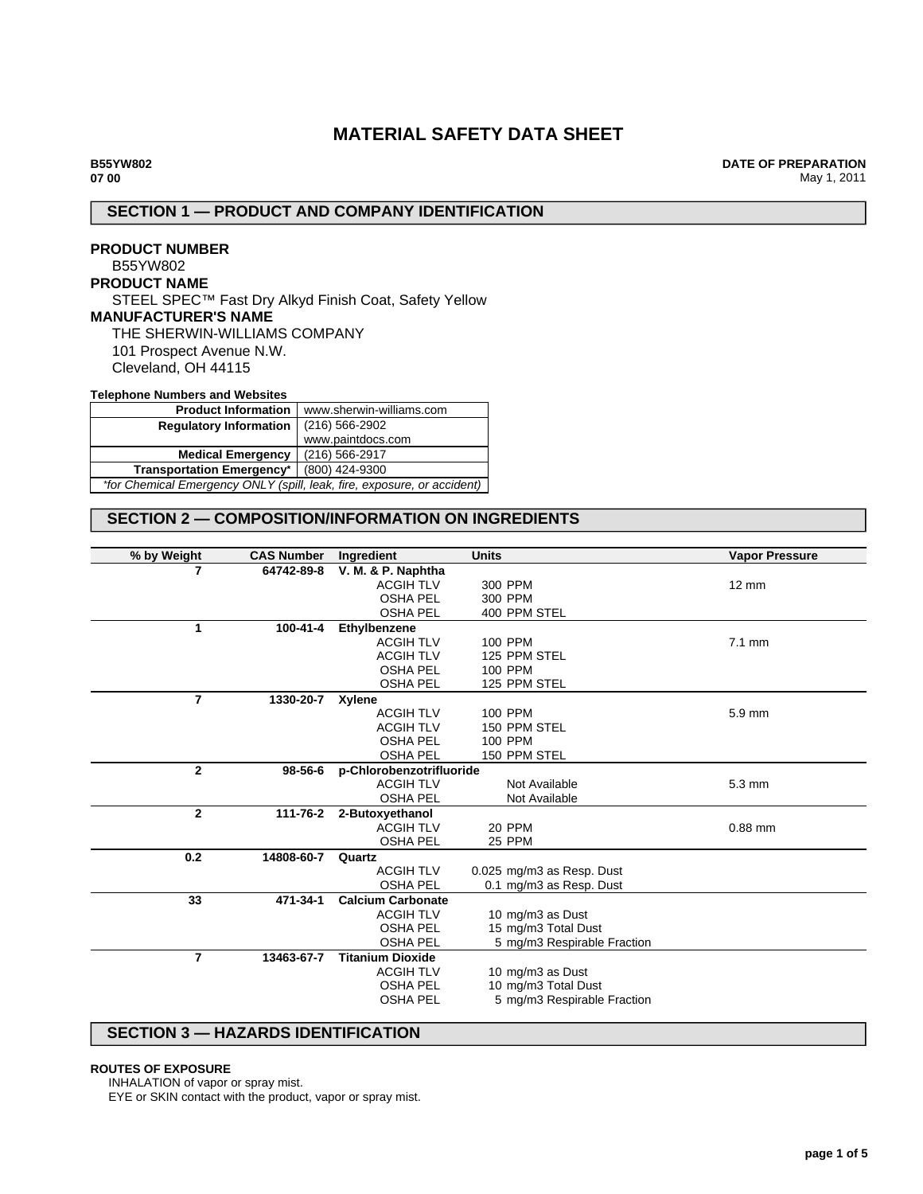# MATERIAL SAFETY DATA SHEET

**B55YW802**
**07 00**

**DATE OF PREPARATION**
May 1, 2011

## SECTION 1 — PRODUCT AND COMPANY IDENTIFICATION

**PRODUCT NUMBER**
B55YW802

**PRODUCT NAME**
STEEL SPEC™ Fast Dry Alkyd Finish Coat, Safety Yellow

**MANUFACTURER'S NAME**
THE SHERWIN-WILLIAMS COMPANY
101 Prospect Avenue N.W.
Cleveland, OH 44115

**Telephone Numbers and Websites**

| | |
|---|---|
| **Product Information** | www.sherwin-williams.com |
| **Regulatory Information** | (216) 566-2902<br>www.paintdocs.com |
| **Medical Emergency** | (216) 566-2917 |
| **Transportation Emergency*** | (800) 424-9300 |

*\*for Chemical Emergency ONLY (spill, leak, fire, exposure, or accident)*

## SECTION 2 — COMPOSITION/INFORMATION ON INGREDIENTS

| % by Weight | CAS Number | Ingredient | Units | Vapor Pressure |
|---|---|---|---|---|
| **7** | **64742-89-8** | **V. M. & P. Naphtha** | | |
| | | ACGIH TLV | 300 PPM | 12 mm |
| | | OSHA PEL | 300 PPM | |
| | | OSHA PEL | 400 PPM STEL | |
| **1** | **100-41-4** | **Ethylbenzene** | | |
| | | ACGIH TLV | 100 PPM | 7.1 mm |
| | | ACGIH TLV | 125 PPM STEL | |
| | | OSHA PEL | 100 PPM | |
| | | OSHA PEL | 125 PPM STEL | |
| **7** | **1330-20-7** | **Xylene** | | |
| | | ACGIH TLV | 100 PPM | 5.9 mm |
| | | ACGIH TLV | 150 PPM STEL | |
| | | OSHA PEL | 100 PPM | |
| | | OSHA PEL | 150 PPM STEL | |
| **2** | **98-56-6** | **p-Chlorobenzotrifluoride** | | |
| | | ACGIH TLV | Not Available | 5.3 mm |
| | | OSHA PEL | Not Available | |
| **2** | **111-76-2** | **2-Butoxyethanol** | | |
| | | ACGIH TLV | 20 PPM | 0.88 mm |
| | | OSHA PEL | 25 PPM | |
| **0.2** | **14808-60-7** | **Quartz** | | |
| | | ACGIH TLV | 0.025 mg/m3 as Resp. Dust | |
| | | OSHA PEL | 0.1 mg/m3 as Resp. Dust | |
| **33** | **471-34-1** | **Calcium Carbonate** | | |
| | | ACGIH TLV | 10 mg/m3 as Dust | |
| | | OSHA PEL | 15 mg/m3 Total Dust | |
| | | OSHA PEL | 5 mg/m3 Respirable Fraction | |
| **7** | **13463-67-7** | **Titanium Dioxide** | | |
| | | ACGIH TLV | 10 mg/m3 as Dust | |
| | | OSHA PEL | 10 mg/m3 Total Dust | |
| | | OSHA PEL | 5 mg/m3 Respirable Fraction | |

## SECTION 3 — HAZARDS IDENTIFICATION

**ROUTES OF EXPOSURE**
INHALATION of vapor or spray mist.
EYE or SKIN contact with the product, vapor or spray mist.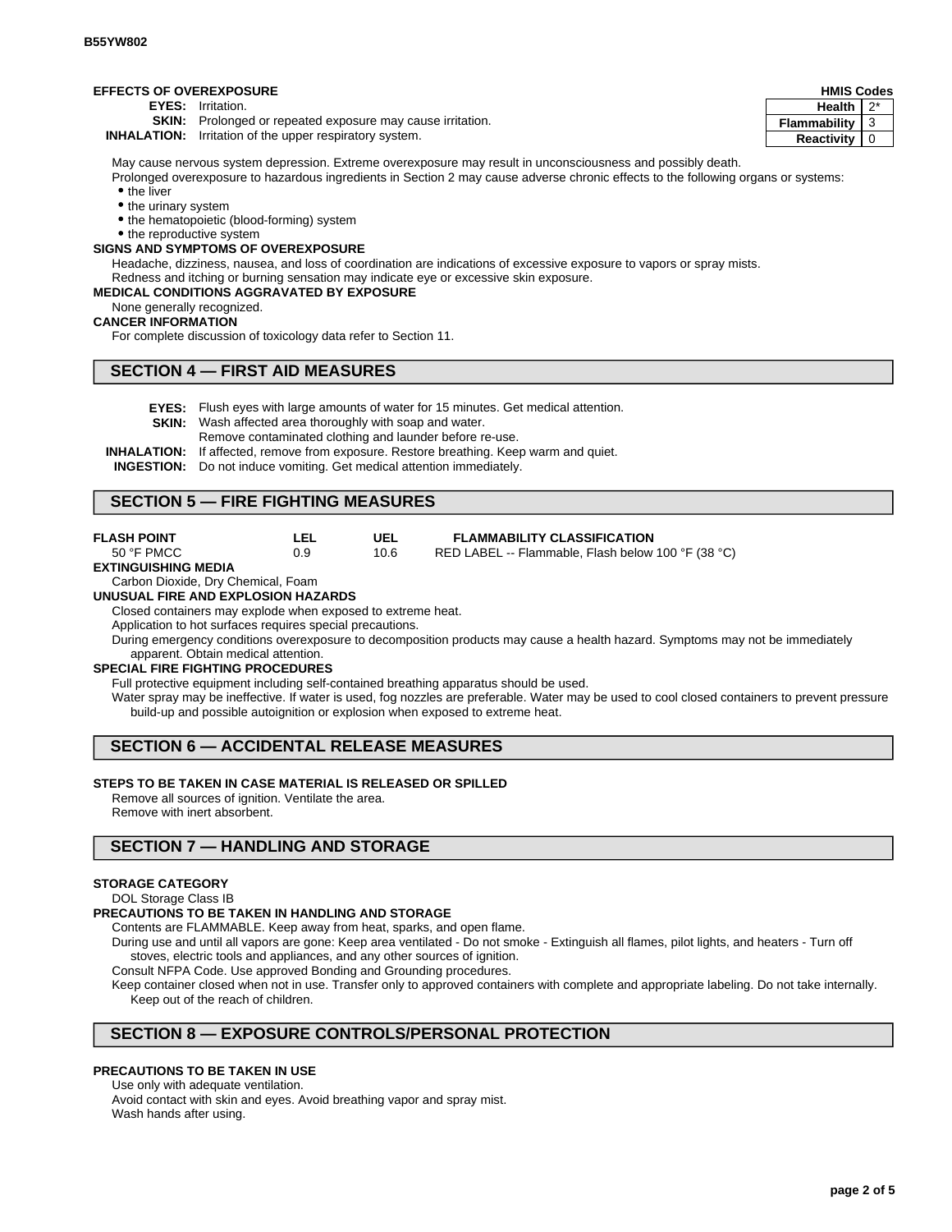### EFFECTS OF OVEREXPOSURE

| HMIS Codes | |
|---|---|
| Health | 2* |
| Flammability | 3 |
| Reactivity | 0 |

**EYES:** Irritation.

**SKIN:** Prolonged or repeated exposure may cause irritation.

**INHALATION:** Irritation of the upper respiratory system.

May cause nervous system depression. Extreme overexposure may result in unconsciousness and possibly death.

Prolonged overexposure to hazardous ingredients in Section 2 may cause adverse chronic effects to the following organs or systems:

- the liver
- the urinary system
- the hematopoietic (blood-forming) system
- the reproductive system

### SIGNS AND SYMPTOMS OF OVEREXPOSURE

Headache, dizziness, nausea, and loss of coordination are indications of excessive exposure to vapors or spray mists.

Redness and itching or burning sensation may indicate eye or excessive skin exposure.

### MEDICAL CONDITIONS AGGRAVATED BY EXPOSURE

None generally recognized.

### CANCER INFORMATION

For complete discussion of toxicology data refer to Section 11.

## SECTION 4 — FIRST AID MEASURES

**EYES:** Flush eyes with large amounts of water for 15 minutes. Get medical attention.

**SKIN:** Wash affected area thoroughly with soap and water.
Remove contaminated clothing and launder before re-use.

**INHALATION:** If affected, remove from exposure. Restore breathing. Keep warm and quiet.

**INGESTION:** Do not induce vomiting. Get medical attention immediately.

## SECTION 5 — FIRE FIGHTING MEASURES

| FLASH POINT | LEL | UEL | FLAMMABILITY CLASSIFICATION |
|---|---|---|---|
| 50 °F PMCC | 0.9 | 10.6 | RED LABEL -- Flammable, Flash below 100 °F (38 °C) |

### EXTINGUISHING MEDIA

Carbon Dioxide, Dry Chemical, Foam

### UNUSUAL FIRE AND EXPLOSION HAZARDS

Closed containers may explode when exposed to extreme heat.

Application to hot surfaces requires special precautions.

During emergency conditions overexposure to decomposition products may cause a health hazard. Symptoms may not be immediately apparent. Obtain medical attention.

### SPECIAL FIRE FIGHTING PROCEDURES

Full protective equipment including self-contained breathing apparatus should be used.

Water spray may be ineffective. If water is used, fog nozzles are preferable. Water may be used to cool closed containers to prevent pressure build-up and possible autoignition or explosion when exposed to extreme heat.

## SECTION 6 — ACCIDENTAL RELEASE MEASURES

### STEPS TO BE TAKEN IN CASE MATERIAL IS RELEASED OR SPILLED

Remove all sources of ignition. Ventilate the area.

Remove with inert absorbent.

## SECTION 7 — HANDLING AND STORAGE

### STORAGE CATEGORY

DOL Storage Class IB

### PRECAUTIONS TO BE TAKEN IN HANDLING AND STORAGE

Contents are FLAMMABLE. Keep away from heat, sparks, and open flame.

During use and until all vapors are gone: Keep area ventilated - Do not smoke - Extinguish all flames, pilot lights, and heaters - Turn off stoves, electric tools and appliances, and any other sources of ignition.

Consult NFPA Code. Use approved Bonding and Grounding procedures.

Keep container closed when not in use. Transfer only to approved containers with complete and appropriate labeling. Do not take internally. Keep out of the reach of children.

## SECTION 8 — EXPOSURE CONTROLS/PERSONAL PROTECTION

### PRECAUTIONS TO BE TAKEN IN USE

Use only with adequate ventilation.

Avoid contact with skin and eyes. Avoid breathing vapor and spray mist.

Wash hands after using.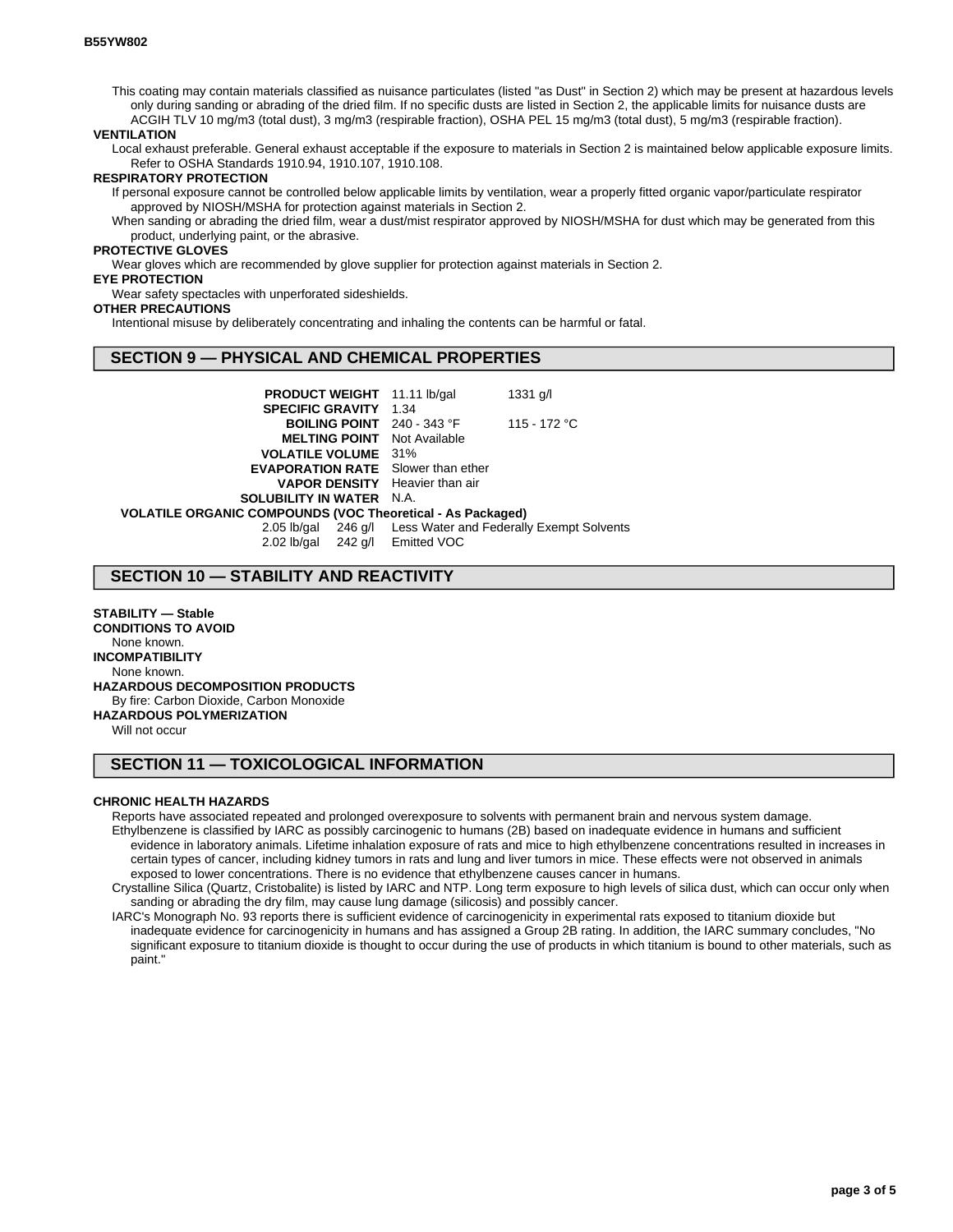This coating may contain materials classified as nuisance particulates (listed "as Dust" in Section 2) which may be present at hazardous levels only during sanding or abrading of the dried film. If no specific dusts are listed in Section 2, the applicable limits for nuisance dusts are ACGIH TLV 10 mg/m3 (total dust), 3 mg/m3 (respirable fraction), OSHA PEL 15 mg/m3 (total dust), 5 mg/m3 (respirable fraction).

**VENTILATION**

Local exhaust preferable. General exhaust acceptable if the exposure to materials in Section 2 is maintained below applicable exposure limits. Refer to OSHA Standards 1910.94, 1910.107, 1910.108.

**RESPIRATORY PROTECTION**

If personal exposure cannot be controlled below applicable limits by ventilation, wear a properly fitted organic vapor/particulate respirator approved by NIOSH/MSHA for protection against materials in Section 2.

When sanding or abrading the dried film, wear a dust/mist respirator approved by NIOSH/MSHA for dust which may be generated from this product, underlying paint, or the abrasive.

**PROTECTIVE GLOVES**

Wear gloves which are recommended by glove supplier for protection against materials in Section 2.

**EYE PROTECTION**

Wear safety spectacles with unperforated sideshields.

**OTHER PRECAUTIONS**

Intentional misuse by deliberately concentrating and inhaling the contents can be harmful or fatal.

## SECTION 9 — PHYSICAL AND CHEMICAL PROPERTIES

| | | |
|---|---|---|
| **PRODUCT WEIGHT** | 11.11 lb/gal | 1331 g/l |
| **SPECIFIC GRAVITY** | 1.34 | |
| **BOILING POINT** | 240 - 343 °F | 115 - 172 °C |
| **MELTING POINT** | Not Available | |
| **VOLATILE VOLUME** | 31% | |
| **EVAPORATION RATE** | Slower than ether | |
| **VAPOR DENSITY** | Heavier than air | |
| **SOLUBILITY IN WATER** | N.A. | |

**VOLATILE ORGANIC COMPOUNDS (VOC Theoretical - As Packaged)**

| | | |
|---|---|---|
| 2.05 lb/gal | 246 g/l | Less Water and Federally Exempt Solvents |
| 2.02 lb/gal | 242 g/l | Emitted VOC |

## SECTION 10 — STABILITY AND REACTIVITY

**STABILITY — Stable**

**CONDITIONS TO AVOID**

None known.

**INCOMPATIBILITY**

None known.

**HAZARDOUS DECOMPOSITION PRODUCTS**

By fire: Carbon Dioxide, Carbon Monoxide

**HAZARDOUS POLYMERIZATION**

Will not occur

## SECTION 11 — TOXICOLOGICAL INFORMATION

**CHRONIC HEALTH HAZARDS**

Reports have associated repeated and prolonged overexposure to solvents with permanent brain and nervous system damage.

Ethylbenzene is classified by IARC as possibly carcinogenic to humans (2B) based on inadequate evidence in humans and sufficient evidence in laboratory animals. Lifetime inhalation exposure of rats and mice to high ethylbenzene concentrations resulted in increases in certain types of cancer, including kidney tumors in rats and lung and liver tumors in mice. These effects were not observed in animals exposed to lower concentrations. There is no evidence that ethylbenzene causes cancer in humans.

Crystalline Silica (Quartz, Cristobalite) is listed by IARC and NTP. Long term exposure to high levels of silica dust, which can occur only when sanding or abrading the dry film, may cause lung damage (silicosis) and possibly cancer.

IARC's Monograph No. 93 reports there is sufficient evidence of carcinogenicity in experimental rats exposed to titanium dioxide but inadequate evidence for carcinogenicity in humans and has assigned a Group 2B rating. In addition, the IARC summary concludes, "No significant exposure to titanium dioxide is thought to occur during the use of products in which titanium is bound to other materials, such as paint."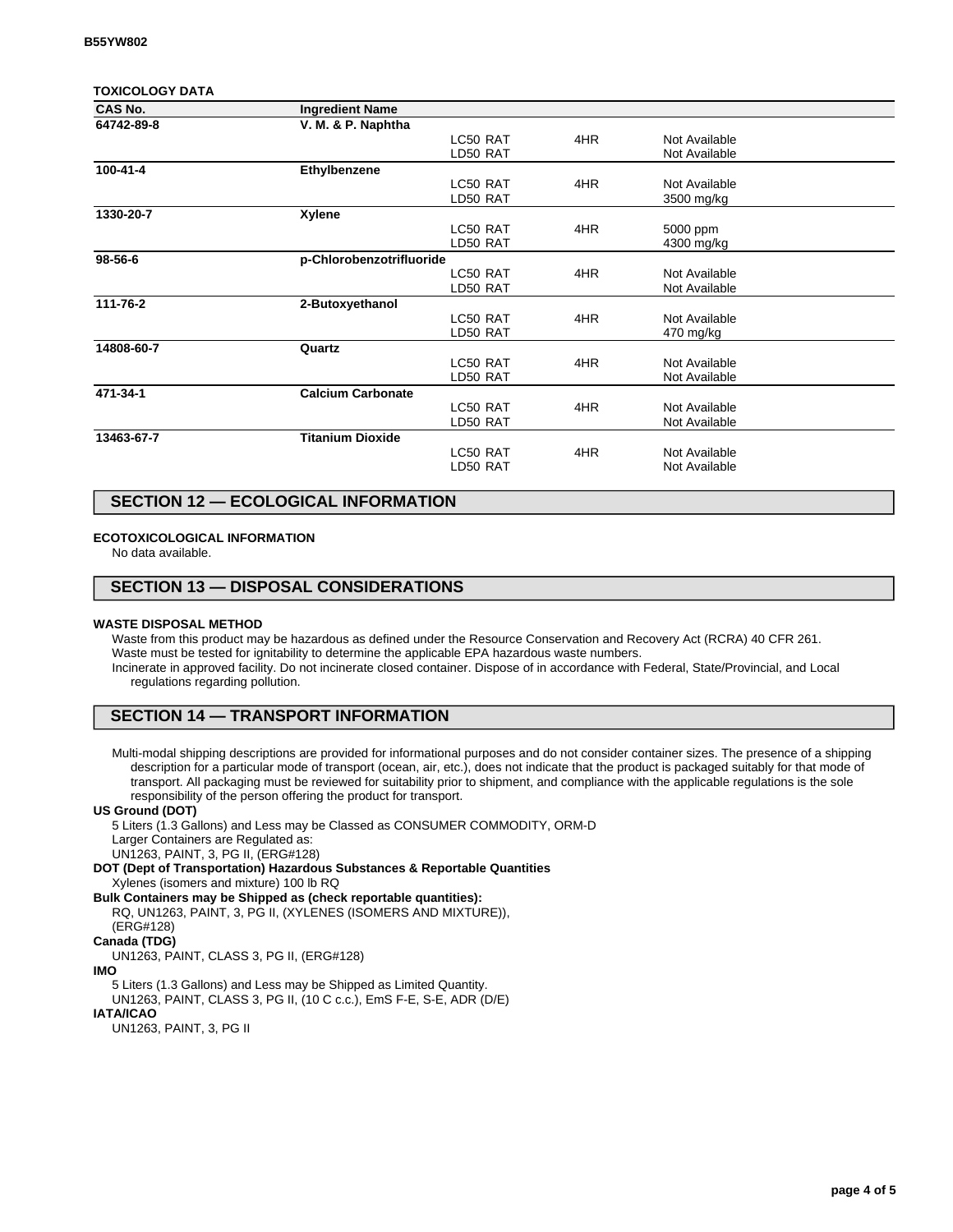**TOXICOLOGY DATA**

| CAS No. | Ingredient Name | | | |
|---|---|---|---|---|
| 64742-89-8 | V. M. & P. Naphtha | | | |
| | | LC50 RAT | 4HR | Not Available |
| | | LD50 RAT | | Not Available |
| 100-41-4 | Ethylbenzene | | | |
| | | LC50 RAT | 4HR | Not Available |
| | | LD50 RAT | | 3500 mg/kg |
| 1330-20-7 | Xylene | | | |
| | | LC50 RAT | 4HR | 5000 ppm |
| | | LD50 RAT | | 4300 mg/kg |
| 98-56-6 | p-Chlorobenzotrifluoride | | | |
| | | LC50 RAT | 4HR | Not Available |
| | | LD50 RAT | | Not Available |
| 111-76-2 | 2-Butoxyethanol | | | |
| | | LC50 RAT | 4HR | Not Available |
| | | LD50 RAT | | 470 mg/kg |
| 14808-60-7 | Quartz | | | |
| | | LC50 RAT | 4HR | Not Available |
| | | LD50 RAT | | Not Available |
| 471-34-1 | Calcium Carbonate | | | |
| | | LC50 RAT | 4HR | Not Available |
| | | LD50 RAT | | Not Available |
| 13463-67-7 | Titanium Dioxide | | | |
| | | LC50 RAT | 4HR | Not Available |
| | | LD50 RAT | | Not Available |

## SECTION 12 — ECOLOGICAL INFORMATION

**ECOTOXICOLOGICAL INFORMATION**

No data available.

## SECTION 13 — DISPOSAL CONSIDERATIONS

**WASTE DISPOSAL METHOD**

Waste from this product may be hazardous as defined under the Resource Conservation and Recovery Act (RCRA) 40 CFR 261.
Waste must be tested for ignitability to determine the applicable EPA hazardous waste numbers.
Incinerate in approved facility. Do not incinerate closed container. Dispose of in accordance with Federal, State/Provincial, and Local regulations regarding pollution.

## SECTION 14 — TRANSPORT INFORMATION

Multi-modal shipping descriptions are provided for informational purposes and do not consider container sizes. The presence of a shipping description for a particular mode of transport (ocean, air, etc.), does not indicate that the product is packaged suitably for that mode of transport. All packaging must be reviewed for suitability prior to shipment, and compliance with the applicable regulations is the sole responsibility of the person offering the product for transport.

**US Ground (DOT)**

5 Liters (1.3 Gallons) and Less may be Classed as CONSUMER COMMODITY, ORM-D
Larger Containers are Regulated as:
UN1263, PAINT, 3, PG II, (ERG#128)

**DOT (Dept of Transportation) Hazardous Substances & Reportable Quantities**

Xylenes (isomers and mixture) 100 lb RQ

**Bulk Containers may be Shipped as (check reportable quantities):**

RQ, UN1263, PAINT, 3, PG II, (XYLENES (ISOMERS AND MIXTURE)), (ERG#128)

**Canada (TDG)**

UN1263, PAINT, CLASS 3, PG II, (ERG#128)

**IMO**

5 Liters (1.3 Gallons) and Less may be Shipped as Limited Quantity.
UN1263, PAINT, CLASS 3, PG II, (10 C c.c.), EmS F-E, S-E, ADR (D/E)

**IATA/ICAO**

UN1263, PAINT, 3, PG II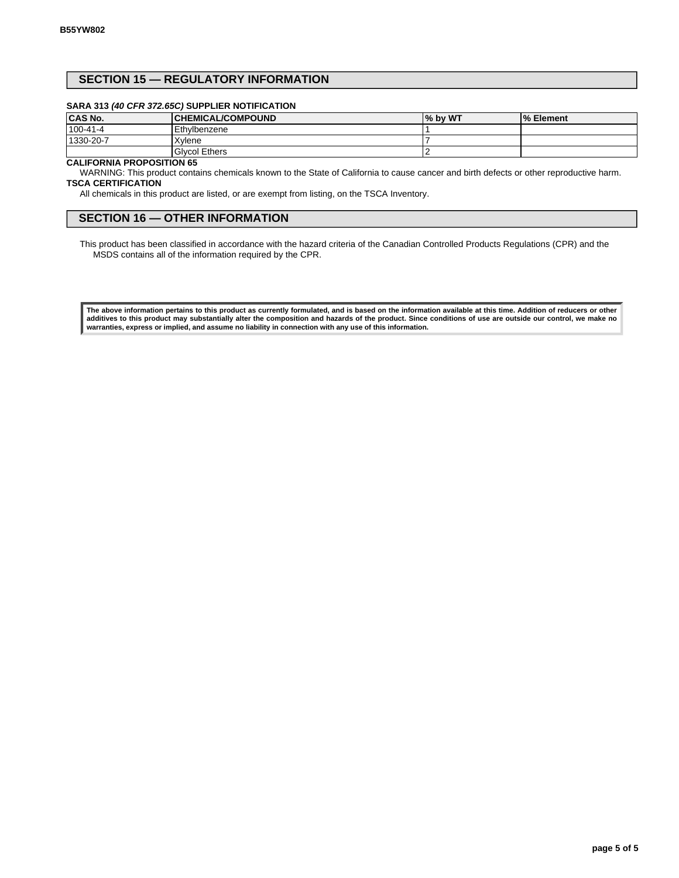## SECTION 15 — REGULATORY INFORMATION

**SARA 313 *(40 CFR 372.65C)* SUPPLIER NOTIFICATION**

| CAS No. | CHEMICAL/COMPOUND | % by WT | % Element |
| --- | --- | --- | --- |
| 100-41-4 | Ethylbenzene | 1 | |
| 1330-20-7 | Xylene | 7 | |
| | Glycol Ethers | 2 | |

**CALIFORNIA PROPOSITION 65**

WARNING: This product contains chemicals known to the State of California to cause cancer and birth defects or other reproductive harm.

**TSCA CERTIFICATION**

All chemicals in this product are listed, or are exempt from listing, on the TSCA Inventory.

## SECTION 16 — OTHER INFORMATION

This product has been classified in accordance with the hazard criteria of the Canadian Controlled Products Regulations (CPR) and the MSDS contains all of the information required by the CPR.

**The above information pertains to this product as currently formulated, and is based on the information available at this time. Addition of reducers or other additives to this product may substantially alter the composition and hazards of the product. Since conditions of use are outside our control, we make no warranties, express or implied, and assume no liability in connection with any use of this information.**